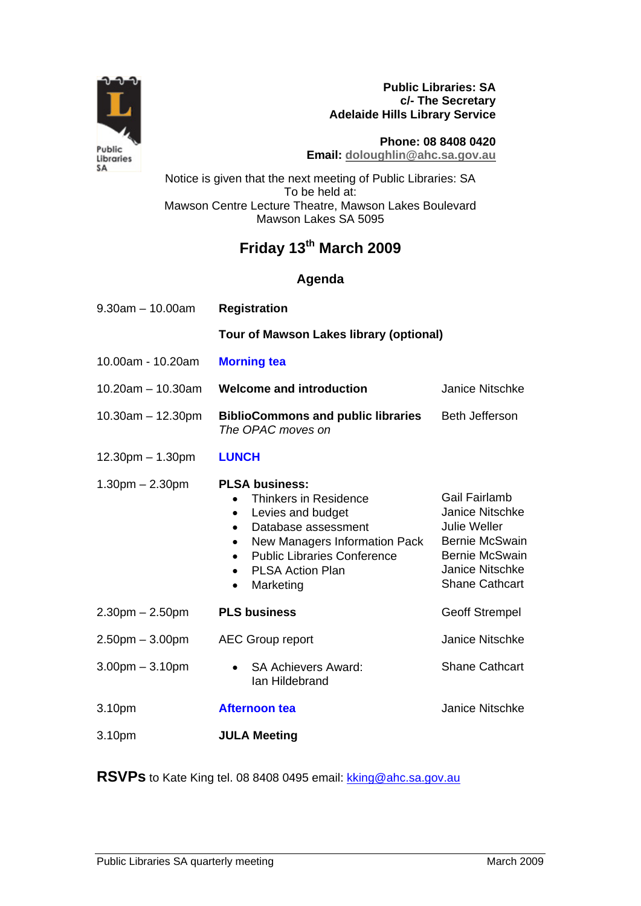**Public Libraries: SA**
**c/- The Secretary**
**Adelaide Hills Library Service**

**Phone: 08 8408 0420**
**Email:** doloughlin@ahc.sa.gov.au

Notice is given that the next meeting of Public Libraries: SA
To be held at:
Mawson Centre Lecture Theatre, Mawson Lakes Boulevard
Mawson Lakes SA 5095

## Friday 13th March 2009

### Agenda

| Time | Item | Presenter |
|---|---|---|
| 9.30am – 10.00am | **Registration** | |
| | **Tour of Mawson Lakes library (optional)** | |
| 10.00am - 10.20am | **Morning tea** | |
| 10.20am – 10.30am | **Welcome and introduction** | Janice Nitschke |
| 10.30am – 12.30pm | **BiblioCommons and public libraries** *The OPAC moves on* | Beth Jefferson |
| 12.30pm – 1.30pm | **LUNCH** | |
| 1.30pm – 2.30pm | **PLSA business:** | |
| | • Thinkers in Residence | Gail Fairlamb |
| | • Levies and budget | Janice Nitschke |
| | • Database assessment | Julie Weller |
| | • New Managers Information Pack | Bernie McSwain |
| | • Public Libraries Conference | Bernie McSwain |
| | • PLSA Action Plan | Janice Nitschke |
| | • Marketing | Shane Cathcart |
| 2.30pm – 2.50pm | **PLS business** | Geoff Strempel |
| 2.50pm – 3.00pm | AEC Group report | Janice Nitschke |
| 3.00pm – 3.10pm | • SA Achievers Award: Ian Hildebrand | Shane Cathcart |
| 3.10pm | **Afternoon tea** | Janice Nitschke |
| 3.10pm | **JULA Meeting** | |

**RSVPs** to Kate King tel. 08 8408 0495 email: kking@ahc.sa.gov.au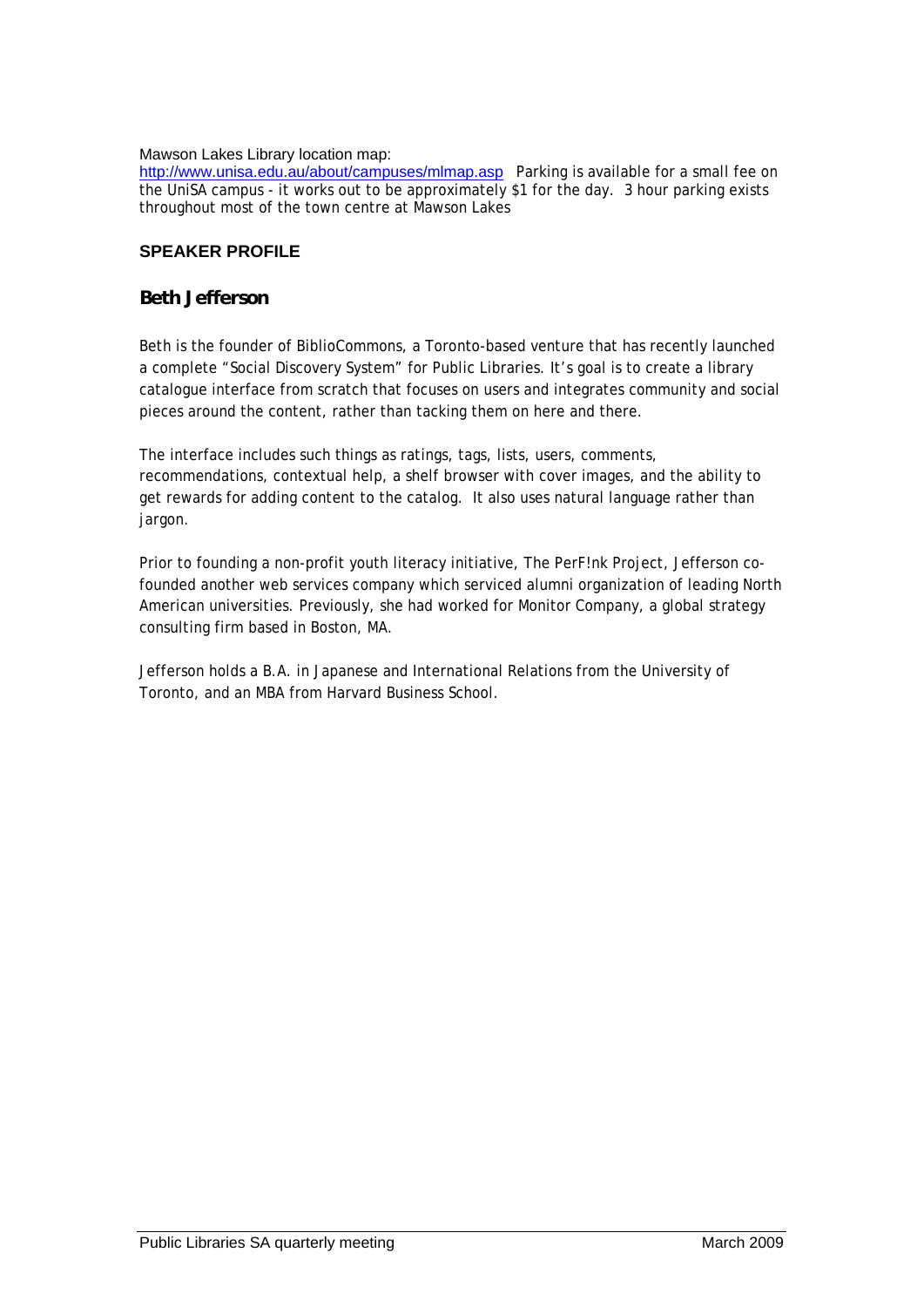Mawson Lakes Library location map:
http://www.unisa.edu.au/about/campuses/mlmap.asp Parking is available for a small fee on the UniSA campus - it works out to be approximately $1 for the day. 3 hour parking exists throughout most of the town centre at Mawson Lakes

## SPEAKER PROFILE

### Beth Jefferson

Beth is the founder of BiblioCommons, a Toronto-based venture that has recently launched a complete "Social Discovery System" for Public Libraries. It's goal is to create a library catalogue interface from scratch that focuses on users and integrates community and social pieces around the content, rather than tacking them on here and there.

The interface includes such things as ratings, tags, lists, users, comments, recommendations, contextual help, a shelf browser with cover images, and the ability to get rewards for adding content to the catalog. It also uses natural language rather than jargon.

Prior to founding a non-profit youth literacy initiative, The PerF!nk Project, Jefferson co-founded another web services company which serviced alumni organization of leading North American universities. Previously, she had worked for Monitor Company, a global strategy consulting firm based in Boston, MA.

Jefferson holds a B.A. in Japanese and International Relations from the University of Toronto, and an MBA from Harvard Business School.